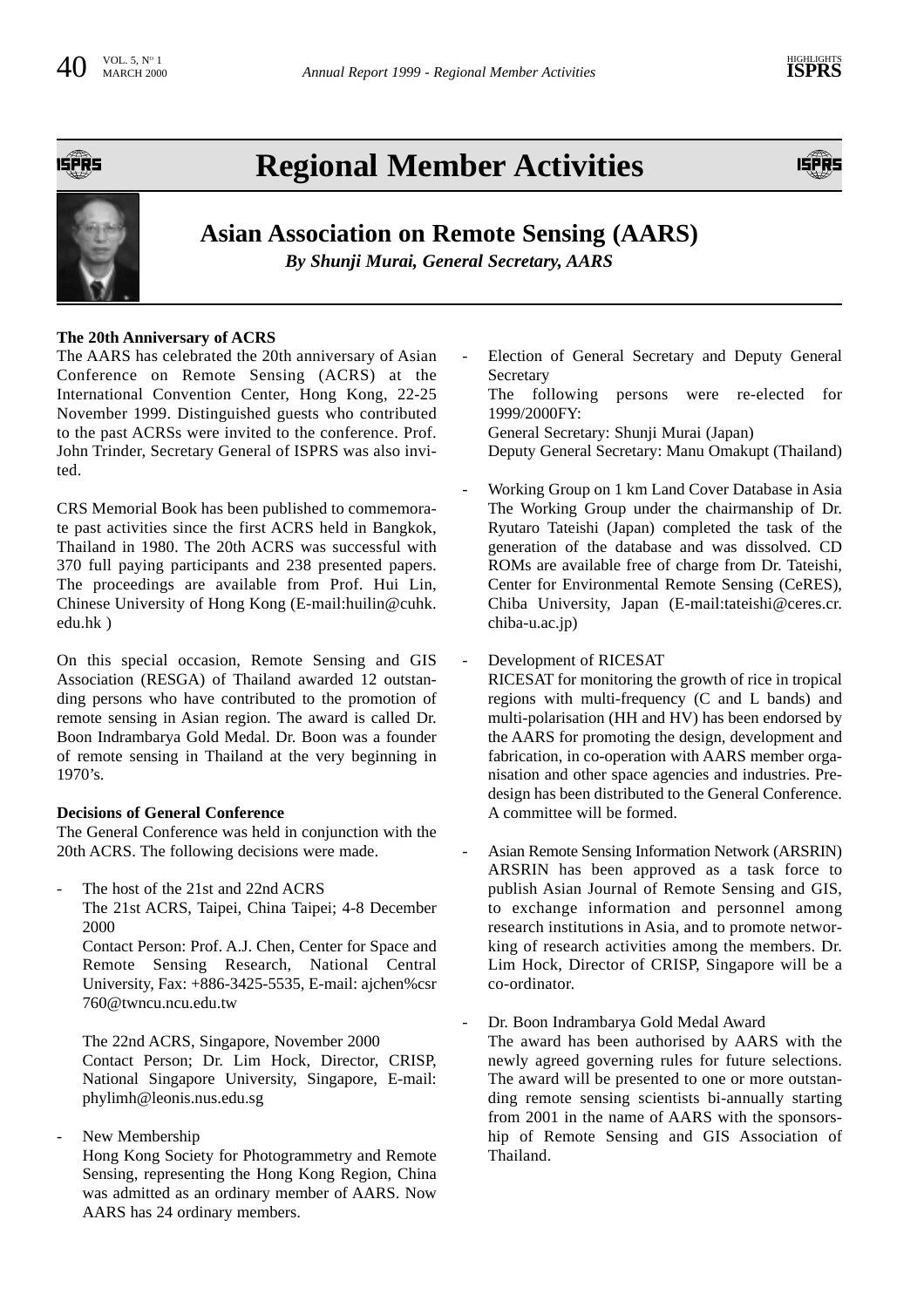# Regional Member Activities

## Asian Association on Remote Sensing (AARS)

***By Shunji Murai, General Secretary, AARS***

**The 20th Anniversary of ACRS**

The AARS has celebrated the 20th anniversary of Asian Conference on Remote Sensing (ACRS) at the International Convention Center, Hong Kong, 22-25 November 1999. Distinguished guests who contributed to the past ACRSs were invited to the conference. Prof. John Trinder, Secretary General of ISPRS was also invited.

CRS Memorial Book has been published to commemorate past activities since the first ACRS held in Bangkok, Thailand in 1980. The 20th ACRS was successful with 370 full paying participants and 238 presented papers. The proceedings are available from Prof. Hui Lin, Chinese University of Hong Kong (E-mail:huilin@cuhk.edu.hk )

On this special occasion, Remote Sensing and GIS Association (RESGA) of Thailand awarded 12 outstanding persons who have contributed to the promotion of remote sensing in Asian region. The award is called Dr. Boon Indrambarya Gold Medal. Dr. Boon was a founder of remote sensing in Thailand at the very beginning in 1970's.

**Decisions of General Conference**

The General Conference was held in conjunction with the 20th ACRS. The following decisions were made.

- The host of the 21st and 22nd ACRS
  The 21st ACRS, Taipei, China Taipei; 4-8 December 2000
  Contact Person: Prof. A.J. Chen, Center for Space and Remote Sensing Research, National Central University, Fax: +886-3425-5535, E-mail: ajchen%csr760@twncu.ncu.edu.tw

  The 22nd ACRS, Singapore, November 2000
  Contact Person; Dr. Lim Hock, Director, CRISP, National Singapore University, Singapore, E-mail: phylimh@leonis.nus.edu.sg

- New Membership
  Hong Kong Society for Photogrammetry and Remote Sensing, representing the Hong Kong Region, China was admitted as an ordinary member of AARS. Now AARS has 24 ordinary members.

- Election of General Secretary and Deputy General Secretary
  The following persons were re-elected for 1999/2000FY:
  General Secretary: Shunji Murai (Japan)
  Deputy General Secretary: Manu Omakupt (Thailand)

- Working Group on 1 km Land Cover Database in Asia
  The Working Group under the chairmanship of Dr. Ryutaro Tateishi (Japan) completed the task of the generation of the database and was dissolved. CD ROMs are available free of charge from Dr. Tateishi, Center for Environmental Remote Sensing (CeRES), Chiba University, Japan (E-mail:tateishi@ceres.cr.chiba-u.ac.jp)

- Development of RICESAT
  RICESAT for monitoring the growth of rice in tropical regions with multi-frequency (C and L bands) and multi-polarisation (HH and HV) has been endorsed by the AARS for promoting the design, development and fabrication, in co-operation with AARS member organisation and other space agencies and industries. Predesign has been distributed to the General Conference. A committee will be formed.

- Asian Remote Sensing Information Network (ARSRIN)
  ARSRIN has been approved as a task force to publish Asian Journal of Remote Sensing and GIS, to exchange information and personnel among research institutions in Asia, and to promote networking of research activities among the members. Dr. Lim Hock, Director of CRISP, Singapore will be a co-ordinator.

- Dr. Boon Indrambarya Gold Medal Award
  The award has been authorised by AARS with the newly agreed governing rules for future selections. The award will be presented to one or more outstanding remote sensing scientists bi-annually starting from 2001 in the name of AARS with the sponsorship of Remote Sensing and GIS Association of Thailand.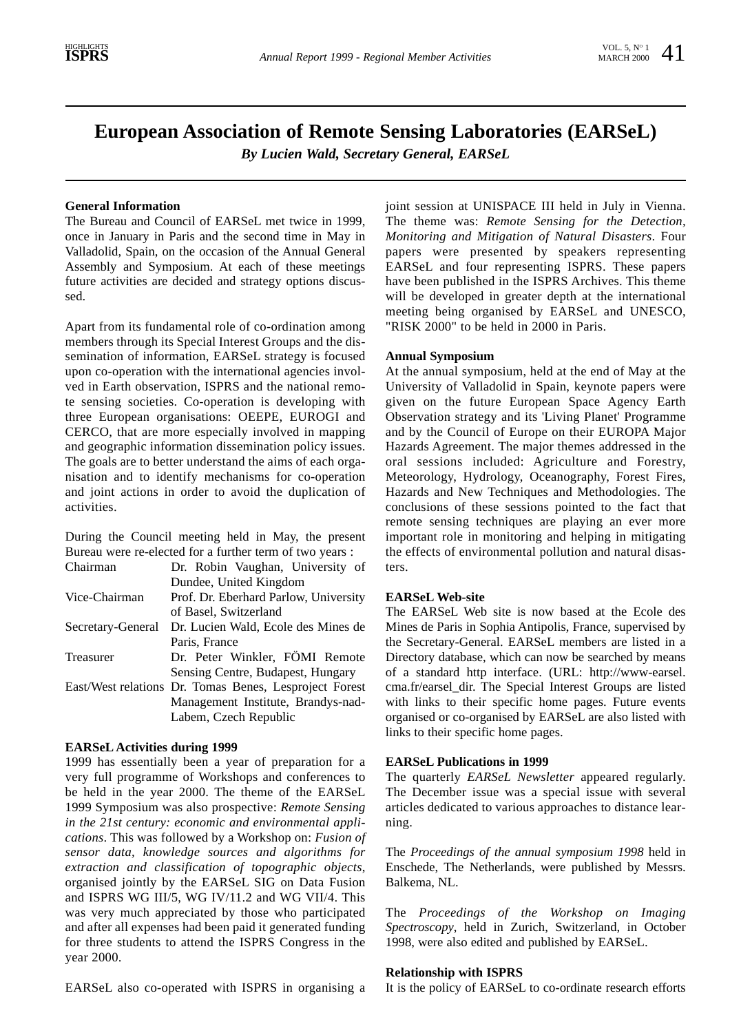# European Association of Remote Sensing Laboratories (EARSeL)

***By Lucien Wald, Secretary General, EARSeL***

**General Information**

The Bureau and Council of EARSeL met twice in 1999, once in January in Paris and the second time in May in Valladolid, Spain, on the occasion of the Annual General Assembly and Symposium. At each of these meetings future activities are decided and strategy options discussed.

Apart from its fundamental role of co-ordination among members through its Special Interest Groups and the dissemination of information, EARSeL strategy is focused upon co-operation with the international agencies involved in Earth observation, ISPRS and the national remote sensing societies. Co-operation is developing with three European organisations: OEEPE, EUROGI and CERCO, that are more especially involved in mapping and geographic information dissemination policy issues. The goals are to better understand the aims of each organisation and to identify mechanisms for co-operation and joint actions in order to avoid the duplication of activities.

During the Council meeting held in May, the present Bureau were re-elected for a further term of two years :

| | |
|---|---|
| Chairman | Dr. Robin Vaughan, University of Dundee, United Kingdom |
| Vice-Chairman | Prof. Dr. Eberhard Parlow, University of Basel, Switzerland |
| Secretary-General | Dr. Lucien Wald, Ecole des Mines de Paris, France |
| Treasurer | Dr. Peter Winkler, FÖMI Remote Sensing Centre, Budapest, Hungary |
| East/West relations | Dr. Tomas Benes, Lesproject Forest Management Institute, Brandys-nad-Labem, Czech Republic |

**EARSeL Activities during 1999**

1999 has essentially been a year of preparation for a very full programme of Workshops and conferences to be held in the year 2000. The theme of the EARSeL 1999 Symposium was also prospective: *Remote Sensing in the 21st century: economic and environmental applications*. This was followed by a Workshop on: *Fusion of sensor data, knowledge sources and algorithms for extraction and classification of topographic objects*, organised jointly by the EARSeL SIG on Data Fusion and ISPRS WG III/5, WG IV/11.2 and WG VII/4. This was very much appreciated by those who participated and after all expenses had been paid it generated funding for three students to attend the ISPRS Congress in the year 2000.

EARSeL also co-operated with ISPRS in organising a joint session at UNISPACE III held in July in Vienna. The theme was: *Remote Sensing for the Detection, Monitoring and Mitigation of Natural Disasters*. Four papers were presented by speakers representing EARSeL and four representing ISPRS. These papers have been published in the ISPRS Archives. This theme will be developed in greater depth at the international meeting being organised by EARSeL and UNESCO, "RISK 2000" to be held in 2000 in Paris.

**Annual Symposium**

At the annual symposium, held at the end of May at the University of Valladolid in Spain, keynote papers were given on the future European Space Agency Earth Observation strategy and its 'Living Planet' Programme and by the Council of Europe on their EUROPA Major Hazards Agreement. The major themes addressed in the oral sessions included: Agriculture and Forestry, Meteorology, Hydrology, Oceanography, Forest Fires, Hazards and New Techniques and Methodologies. The conclusions of these sessions pointed to the fact that remote sensing techniques are playing an ever more important role in monitoring and helping in mitigating the effects of environmental pollution and natural disasters.

**EARSeL Web-site**

The EARSeL Web site is now based at the Ecole des Mines de Paris in Sophia Antipolis, France, supervised by the Secretary-General. EARSeL members are listed in a Directory database, which can now be searched by means of a standard http interface. (URL: http://www-earsel.cma.fr/earsel_dir. The Special Interest Groups are listed with links to their specific home pages. Future events organised or co-organised by EARSeL are also listed with links to their specific home pages.

**EARSeL Publications in 1999**

The quarterly *EARSeL Newsletter* appeared regularly. The December issue was a special issue with several articles dedicated to various approaches to distance learning.

The *Proceedings of the annual symposium 1998* held in Enschede, The Netherlands, were published by Messrs. Balkema, NL.

The *Proceedings of the Workshop on Imaging Spectroscopy*, held in Zurich, Switzerland, in October 1998, were also edited and published by EARSeL.

**Relationship with ISPRS**

It is the policy of EARSeL to co-ordinate research efforts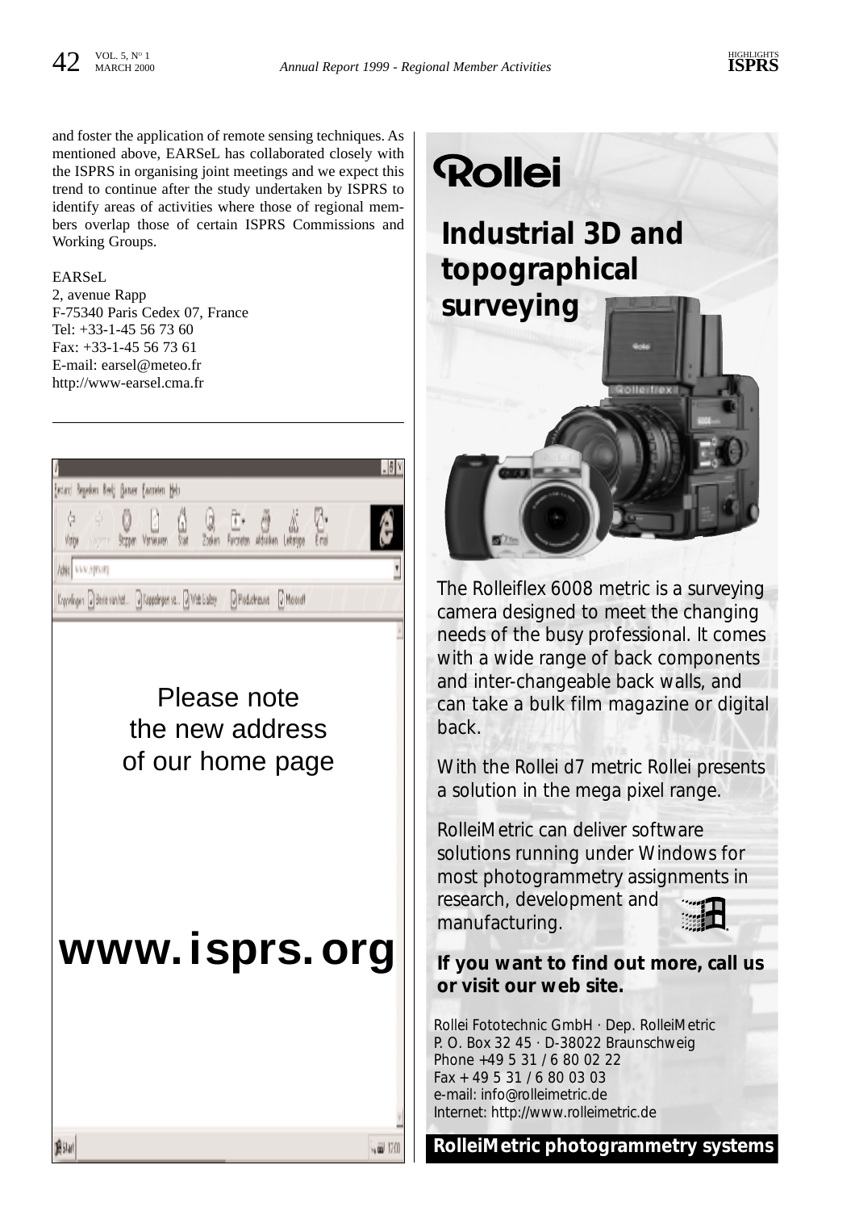and foster the application of remote sensing techniques. As mentioned above, EARSeL has collaborated closely with the ISPRS in organising joint meetings and we expect this trend to continue after the study undertaken by ISPRS to identify areas of activities where those of regional members overlap those of certain ISPRS Commissions and Working Groups.

EARSeL
2, avenue Rapp
F-75340 Paris Cedex 07, France
Tel: +33-1-45 56 73 60
Fax: +33-1-45 56 73 61
E-mail: earsel@meteo.fr
http://www-earsel.cma.fr

---

Please note
the new address
of our home page

**www.isprs.org**

---

# Rollei

## Industrial 3D and topographical surveying

The Rolleiflex 6008 metric is a surveying camera designed to meet the changing needs of the busy professional. It comes with a wide range of back components and inter-changeable back walls, and can take a bulk film magazine or digital back.

With the Rollei d7 metric Rollei presents a solution in the mega pixel range.

RolleiMetric can deliver software solutions running under Windows for most photogrammetry assignments in research, development and manufacturing.

**If you want to find out more, call us or visit our web site.**

Rollei Fototechnic GmbH · Dep. RolleiMetric
P. O. Box 32 45 · D-38022 Braunschweig
Phone +49 5 31 / 6 80 02 22
Fax + 49 5 31 / 6 80 03 03
e-mail: info@rolleimetric.de
Internet: http://www.rolleimetric.de

**RolleiMetric photogrammetry systems**